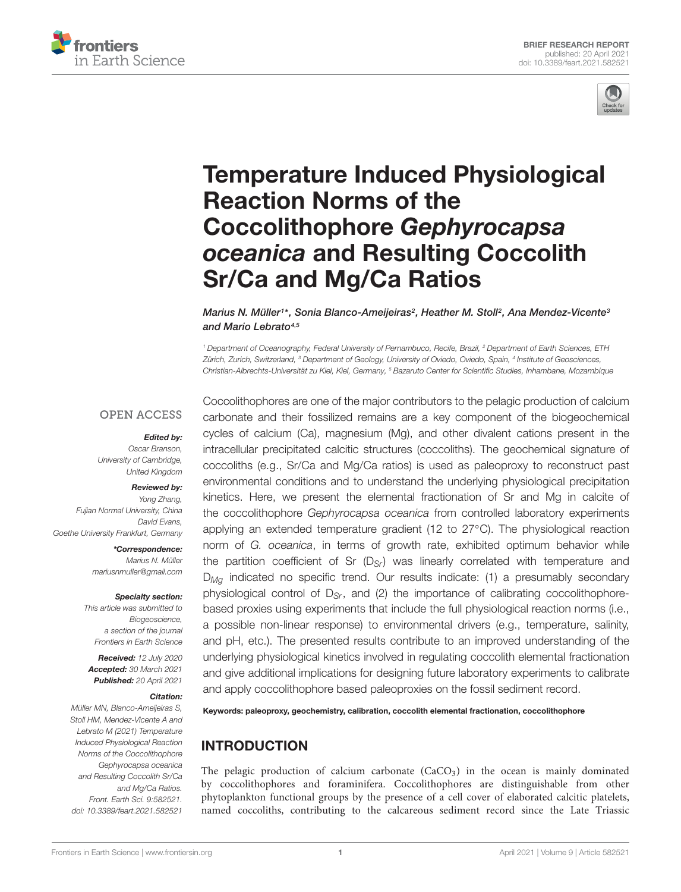BRIEF RESEARCH REPORT
published: 20 April 2021
doi: 10.3389/feart.2021.582521

# Temperature Induced Physiological Reaction Norms of the Coccolithophore *Gephyrocapsa oceanica* and Resulting Coccolith Sr/Ca and Mg/Ca Ratios

*Marius N. Müller[1]*, Sonia Blanco-Ameijeiras[2], Heather M. Stoll[2], Ana Mendez-Vicente[3] and Mario Lebrato[4,5]*

[1] Department of Oceanography, Federal University of Pernambuco, Recife, Brazil, [2] Department of Earth Sciences, ETH Zürich, Zurich, Switzerland, [3] Department of Geology, University of Oviedo, Oviedo, Spain, [4] Institute of Geosciences, Christian-Albrechts-Universität zu Kiel, Kiel, Germany, [5] Bazaruto Center for Scientific Studies, Inhambane, Mozambique

OPEN ACCESS

**Edited by:**
Oscar Branson,
University of Cambridge,
United Kingdom

**Reviewed by:**
Yong Zhang,
Fujian Normal University, China
David Evans,
Goethe University Frankfurt, Germany

**\*Correspondence:**
Marius N. Müller
mariusnmuller@gmail.com

**Specialty section:**
This article was submitted to
Biogeoscience,
a section of the journal
Frontiers in Earth Science

**Received:** 12 July 2020
**Accepted:** 30 March 2021
**Published:** 20 April 2021

**Citation:**
Müller MN, Blanco-Ameijeiras S, Stoll HM, Mendez-Vicente A and Lebrato M (2021) Temperature Induced Physiological Reaction Norms of the Coccolithophore Gephyrocapsa oceanica and Resulting Coccolith Sr/Ca and Mg/Ca Ratios. Front. Earth Sci. 9:582521. doi: 10.3389/feart.2021.582521

Coccolithophores are one of the major contributors to the pelagic production of calcium carbonate and their fossilized remains are a key component of the biogeochemical cycles of calcium (Ca), magnesium (Mg), and other divalent cations present in the intracellular precipitated calcitic structures (coccoliths). The geochemical signature of coccoliths (e.g., Sr/Ca and Mg/Ca ratios) is used as paleoproxy to reconstruct past environmental conditions and to understand the underlying physiological precipitation kinetics. Here, we present the elemental fractionation of Sr and Mg in calcite of the coccolithophore *Gephyrocapsa oceanica* from controlled laboratory experiments applying an extended temperature gradient (12 to 27°C). The physiological reaction norm of *G. oceanica*, in terms of growth rate, exhibited optimum behavior while the partition coefficient of Sr ($D_{Sr}$) was linearly correlated with temperature and $D_{Mg}$ indicated no specific trend. Our results indicate: (1) a presumably secondary physiological control of $D_{Sr}$, and (2) the importance of calibrating coccolithophore-based proxies using experiments that include the full physiological reaction norms (i.e., a possible non-linear response) to environmental drivers (e.g., temperature, salinity, and pH, etc.). The presented results contribute to an improved understanding of the underlying physiological kinetics involved in regulating coccolith elemental fractionation and give additional implications for designing future laboratory experiments to calibrate and apply coccolithophore based paleoproxies on the fossil sediment record.

**Keywords:** paleoproxy, geochemistry, calibration, coccolith elemental fractionation, coccolithophore

## INTRODUCTION

The pelagic production of calcium carbonate ($CaCO_3$) in the ocean is mainly dominated by coccolithophores and foraminifera. Coccolithophores are distinguishable from other phytoplankton functional groups by the presence of a cell cover of elaborated calcitic platelets, named coccoliths, contributing to the calcareous sediment record since the Late Triassic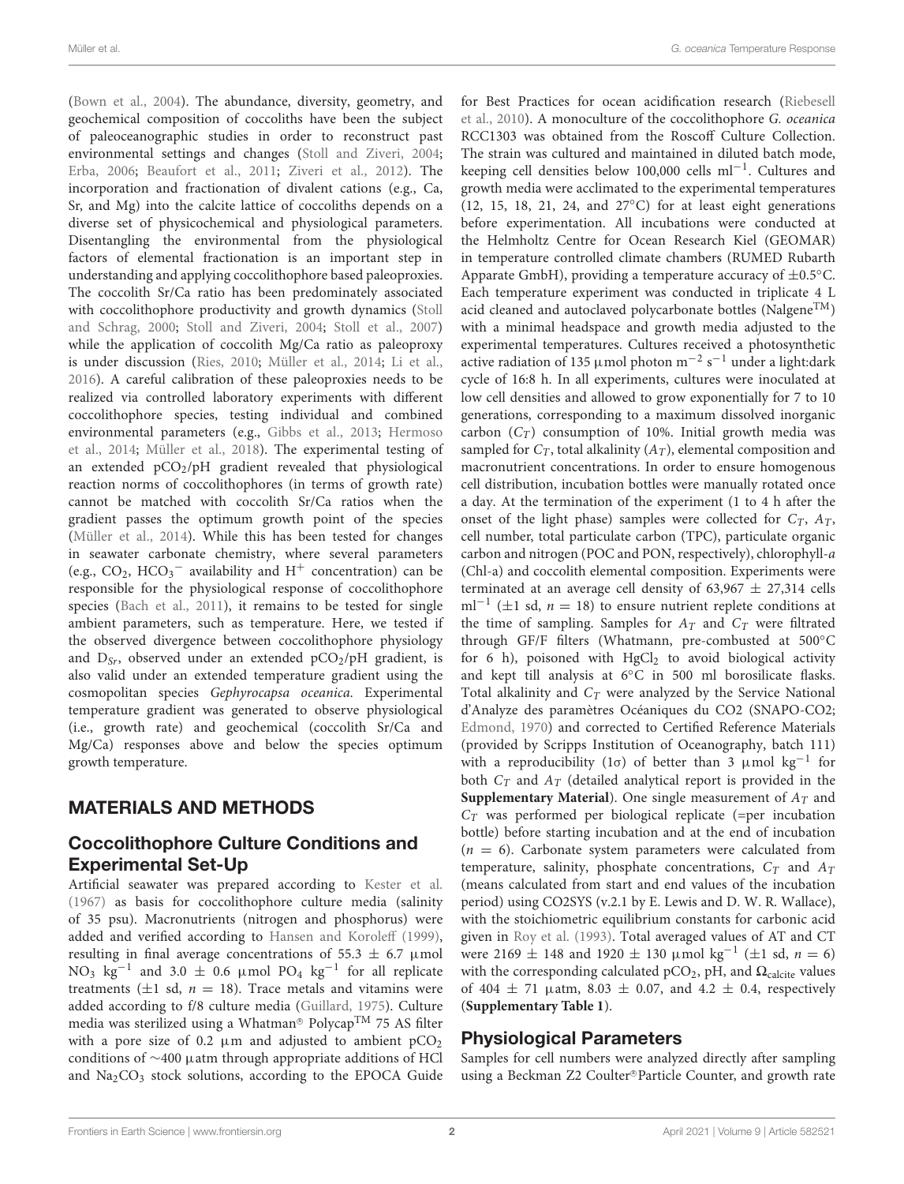(Bown et al., 2004). The abundance, diversity, geometry, and geochemical composition of coccoliths have been the subject of paleoceanographic studies in order to reconstruct past environmental settings and changes (Stoll and Ziveri, 2004; Erba, 2006; Beaufort et al., 2011; Ziveri et al., 2012). The incorporation and fractionation of divalent cations (e.g., Ca, Sr, and Mg) into the calcite lattice of coccoliths depends on a diverse set of physicochemical and physiological parameters. Disentangling the environmental from the physiological factors of elemental fractionation is an important step in understanding and applying coccolithophore based paleoproxies. The coccolith Sr/Ca ratio has been predominately associated with coccolithophore productivity and growth dynamics (Stoll and Schrag, 2000; Stoll and Ziveri, 2004; Stoll et al., 2007) while the application of coccolith Mg/Ca ratio as paleoproxy is under discussion (Ries, 2010; Müller et al., 2014; Li et al., 2016). A careful calibration of these paleoproxies needs to be realized via controlled laboratory experiments with different coccolithophore species, testing individual and combined environmental parameters (e.g., Gibbs et al., 2013; Hermoso et al., 2014; Müller et al., 2018). The experimental testing of an extended $pCO_2$/pH gradient revealed that physiological reaction norms of coccolithophores (in terms of growth rate) cannot be matched with coccolith Sr/Ca ratios when the gradient passes the optimum growth point of the species (Müller et al., 2014). While this has been tested for changes in seawater carbonate chemistry, where several parameters (e.g., $CO_2$, $HCO_3^-$ availability and $H^+$ concentration) can be responsible for the physiological response of coccolithophore species (Bach et al., 2011), it remains to be tested for single ambient parameters, such as temperature. Here, we tested if the observed divergence between coccolithophore physiology and $D_{Sr}$, observed under an extended $pCO_2$/pH gradient, is also valid under an extended temperature gradient using the cosmopolitan species *Gephyrocapsa oceanica*. Experimental temperature gradient was generated to observe physiological (i.e., growth rate) and geochemical (coccolith Sr/Ca and Mg/Ca) responses above and below the species optimum growth temperature.

## MATERIALS AND METHODS

### Coccolithophore Culture Conditions and Experimental Set-Up

Artificial seawater was prepared according to Kester et al. (1967) as basis for coccolithophore culture media (salinity of 35 psu). Macronutrients (nitrogen and phosphorus) were added and verified according to Hansen and Koroleff (1999), resulting in final average concentrations of 55.3 ± 6.7 μmol $NO_3$ $kg^{-1}$ and 3.0 ± 0.6 μmol $PO_4$ $kg^{-1}$ for all replicate treatments (±1 sd, $n = 18$). Trace metals and vitamins were added according to f/8 culture media (Guillard, 1975). Culture media was sterilized using a Whatman® Polycap™ 75 AS filter with a pore size of 0.2 μm and adjusted to ambient $pCO_2$ conditions of ∼400 μatm through appropriate additions of HCl and $Na_2CO_3$ stock solutions, according to the EPOCA Guide for Best Practices for ocean acidification research (Riebesell et al., 2010). A monoculture of the coccolithophore *G. oceanica* RCC1303 was obtained from the Roscoff Culture Collection. The strain was cultured and maintained in diluted batch mode, keeping cell densities below 100,000 cells $ml^{-1}$. Cultures and growth media were acclimated to the experimental temperatures (12, 15, 18, 21, 24, and 27°C) for at least eight generations before experimentation. All incubations were conducted at the Helmholtz Centre for Ocean Research Kiel (GEOMAR) in temperature controlled climate chambers (RUMED Rubarth Apparate GmbH), providing a temperature accuracy of ±0.5°C. Each temperature experiment was conducted in triplicate 4 L acid cleaned and autoclaved polycarbonate bottles (Nalgene™) with a minimal headspace and growth media adjusted to the experimental temperatures. Cultures received a photosynthetic active radiation of 135 μmol photon $m^{-2}$ $s^{-1}$ under a light:dark cycle of 16:8 h. In all experiments, cultures were inoculated at low cell densities and allowed to grow exponentially for 7 to 10 generations, corresponding to a maximum dissolved inorganic carbon ($C_T$) consumption of 10%. Initial growth media was sampled for $C_T$, total alkalinity ($A_T$), elemental composition and macronutrient concentrations. In order to ensure homogenous cell distribution, incubation bottles were manually rotated once a day. At the termination of the experiment (1 to 4 h after the onset of the light phase) samples were collected for $C_T$, $A_T$, cell number, total particulate carbon (TPC), particulate organic carbon and nitrogen (POC and PON, respectively), chlorophyll-*a* (Chl-a) and coccolith elemental composition. Experiments were terminated at an average cell density of 63,967 ± 27,314 cells $ml^{-1}$ (±1 sd, $n = 18$) to ensure nutrient replete conditions at the time of sampling. Samples for $A_T$ and $C_T$ were filtrated through GF/F filters (Whatmann, pre-combusted at 500°C for 6 h), poisoned with $HgCl_2$ to avoid biological activity and kept till analysis at 6°C in 500 ml borosilicate flasks. Total alkalinity and $C_T$ were analyzed by the Service National d'Analyze des paramètres Océaniques du CO2 (SNAPO-CO2; Edmond, 1970) and corrected to Certified Reference Materials (provided by Scripps Institution of Oceanography, batch 111) with a reproducibility (1σ) of better than 3 μmol $kg^{-1}$ for both $C_T$ and $A_T$ (detailed analytical report is provided in the **Supplementary Material**). One single measurement of $A_T$ and $C_T$ was performed per biological replicate (=per incubation bottle) before starting incubation and at the end of incubation ($n = 6$). Carbonate system parameters were calculated from temperature, salinity, phosphate concentrations, $C_T$ and $A_T$ (means calculated from start and end values of the incubation period) using CO2SYS (v.2.1 by E. Lewis and D. W. R. Wallace), with the stoichiometric equilibrium constants for carbonic acid given in Roy et al. (1993). Total averaged values of AT and CT were 2169 ± 148 and 1920 ± 130 μmol $kg^{-1}$ (±1 sd, $n = 6$) with the corresponding calculated $pCO_2$, pH, and $\Omega_{calcite}$ values of 404 ± 71 μatm, 8.03 ± 0.07, and 4.2 ± 0.4, respectively (**Supplementary Table 1**).

### Physiological Parameters

Samples for cell numbers were analyzed directly after sampling using a Beckman Z2 Coulter®Particle Counter, and growth rate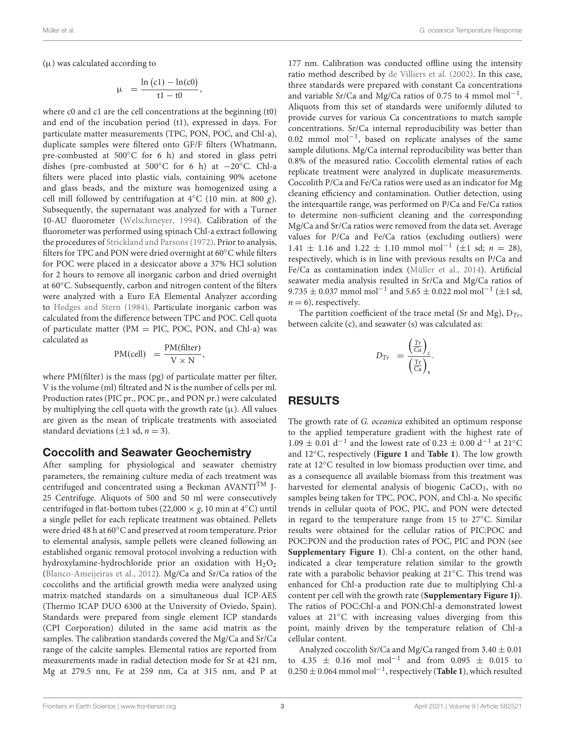(μ) was calculated according to

$$\mu = \frac{\ln(c1) - \ln(c0)}{t1 - t0},$$

where c0 and c1 are the cell concentrations at the beginning (t0) and end of the incubation period (t1), expressed in days. For particulate matter measurements (TPC, PON, POC, and Chl-a), duplicate samples were filtered onto GF/F filters (Whatmann, pre-combusted at 500°C for 6 h) and stored in glass petri dishes (pre-combusted at 500°C for 6 h) at −20°C. Chl-a filters were placed into plastic vials, containing 90% acetone and glass beads, and the mixture was homogenized using a cell mill followed by centrifugation at 4°C (10 min. at 800 *g*). Subsequently, the supernatant was analyzed for with a Turner 10-AU fluorometer (Welschmeyer, 1994). Calibration of the fluorometer was performed using spinach Chl-a extract following the procedures of Strickland and Parsons (1972). Prior to analysis, filters for TPC and PON were dried overnight at 60°C while filters for POC were placed in a desiccator above a 37% HCl solution for 2 hours to remove all inorganic carbon and dried overnight at 60°C. Subsequently, carbon and nitrogen content of the filters were analyzed with a Euro EA Elemental Analyzer according to Hedges and Stern (1984). Particulate inorganic carbon was calculated from the difference between TPC and POC. Cell quota of particulate matter (PM = PIC, POC, PON, and Chl-a) was calculated as

$$\text{PM(cell)} = \frac{\text{PM(filter)}}{\text{V} \times \text{N}},$$

where PM(filter) is the mass (pg) of particulate matter per filter, V is the volume (ml) filtrated and N is the number of cells per ml. Production rates (PIC pr., POC pr., and PON pr.) were calculated by multiplying the cell quota with the growth rate (μ). All values are given as the mean of triplicate treatments with associated standard deviations (±1 sd, $n = 3$).

## Coccolith and Seawater Geochemistry

After sampling for physiological and seawater chemistry parameters, the remaining culture media of each treatment was centrifuged and concentrated using a Beckman AVANTI™ J-25 Centrifuge. Aliquots of 500 and 50 ml were consecutively centrifuged in flat-bottom tubes (22,000 × *g*, 10 min at 4°C) until a single pellet for each replicate treatment was obtained. Pellets were dried 48 h at 60°C and preserved at room temperature. Prior to elemental analysis, sample pellets were cleaned following an established organic removal protocol involving a reduction with hydroxylamine-hydrochloride prior an oxidation with $H_2O_2$ (Blanco-Ameijeiras et al., 2012). Mg/Ca and Sr/Ca ratios of the coccoliths and the artificial growth media were analyzed using matrix-matched standards on a simultaneous dual ICP-AES (Thermo ICAP DUO 6300 at the University of Oviedo, Spain). Standards were prepared from single element ICP standards (CPI Corporation) diluted in the same acid matrix as the samples. The calibration standards covered the Mg/Ca and Sr/Ca range of the calcite samples. Elemental ratios are reported from measurements made in radial detection mode for Sr at 421 nm, Mg at 279.5 nm, Fe at 259 nm, Ca at 315 nm, and P at 177 nm. Calibration was conducted offline using the intensity ratio method described by de Villiers et al. (2002). In this case, three standards were prepared with constant Ca concentrations and variable Sr/Ca and Mg/Ca ratios of 0.75 to 4 mmol $mol^{-1}$. Aliquots from this set of standards were uniformly diluted to provide curves for various Ca concentrations to match sample concentrations. Sr/Ca internal reproducibility was better than 0.02 mmol $mol^{-1}$, based on replicate analyses of the same sample dilutions. Mg/Ca internal reproducibility was better than 0.8% of the measured ratio. Coccolith elemental ratios of each replicate treatment were analyzed in duplicate measurements. Coccolith P/Ca and Fe/Ca ratios were used as an indicator for Mg cleaning efficiency and contamination. Outlier detection, using the interquartile range, was performed on P/Ca and Fe/Ca ratios to determine non-sufficient cleaning and the corresponding Mg/Ca and Sr/Ca ratios were removed from the data set. Average values for P/Ca and Fe/Ca ratios (excluding outliers) were 1.41 ± 1.16 and 1.22 ± 1.10 mmol $mol^{-1}$ (±1 sd; $n = 28$), respectively, which is in line with previous results on P/Ca and Fe/Ca as contamination index (Müller et al., 2014). Artificial seawater media analysis resulted in Sr/Ca and Mg/Ca ratios of 9.735 ± 0.037 mmol $mol^{-1}$ and 5.65 ± 0.022 mol $mol^{-1}$ (±1 sd, $n = 6$), respectively.

The partition coefficient of the trace metal (Sr and Mg), $D_{Tr}$, between calcite (c), and seawater (s) was calculated as:

$$D_{Tr} = \frac{\left(\frac{Tr}{Ca}\right)_c}{\left(\frac{Tr}{Ca}\right)_s}.$$

# RESULTS

The growth rate of *G. oceanica* exhibited an optimum response to the applied temperature gradient with the highest rate of 1.09 ± 0.01 $d^{-1}$ and the lowest rate of 0.23 ± 0.00 $d^{-1}$ at 21°C and 12°C, respectively (**Figure 1** and **Table 1**). The low growth rate at 12°C resulted in low biomass production over time, and as a consequence all available biomass from this treatment was harvested for elemental analysis of biogenic $CaCO_3$, with no samples being taken for TPC, POC, PON, and Chl-a. No specific trends in cellular quota of POC, PIC, and PON were detected in regard to the temperature range from 15 to 27°C. Similar results were obtained for the cellular ratios of PIC:POC and POC:PON and the production rates of POC, PIC and PON (see **Supplementary Figure 1**). Chl-a content, on the other hand, indicated a clear temperature relation similar to the growth rate with a parabolic behavior peaking at 21°C. This trend was enhanced for Chl-a production rate due to multiplying Chl-a content per cell with the growth rate (**Supplementary Figure 1j**). The ratios of POC:Chl-a and PON:Chl-a demonstrated lowest values at 21°C with increasing values diverging from this point, mainly driven by the temperature relation of Chl-a cellular content.

Analyzed coccolith Sr/Ca and Mg/Ca ranged from 3.40 ± 0.01 to 4.35 ± 0.16 mol $mol^{-1}$ and from 0.095 ± 0.015 to 0.250 ± 0.064 mmol $mol^{-1}$, respectively (**Table 1**), which resulted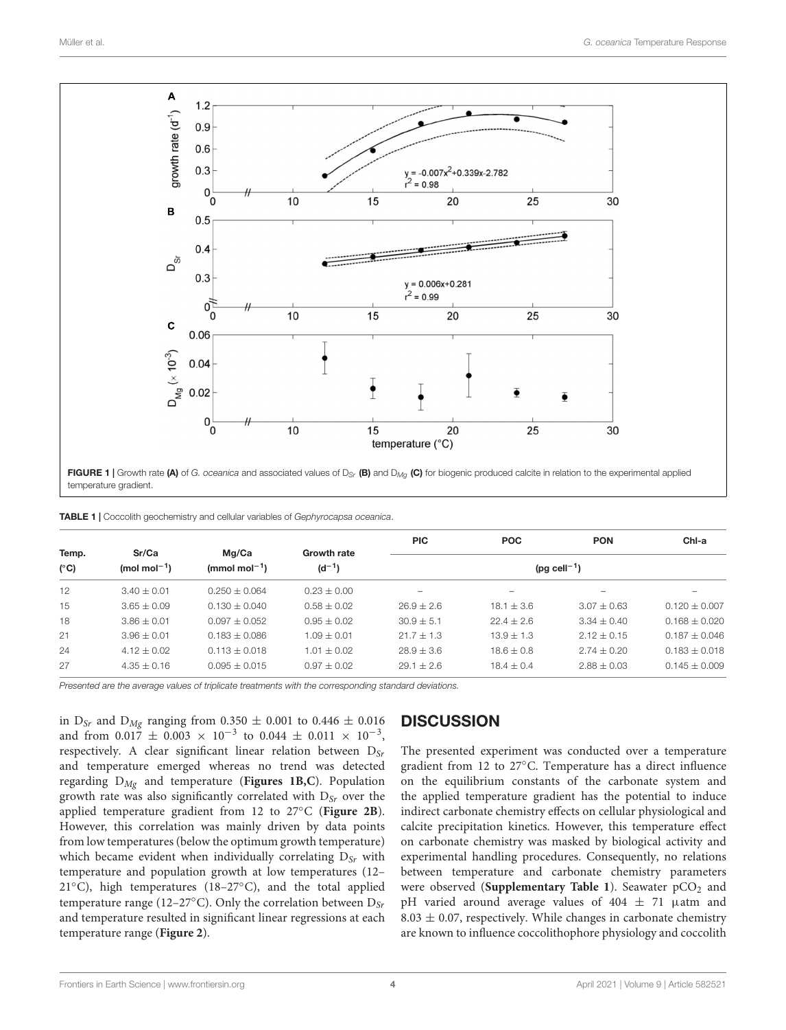FIGURE 1 | Growth rate (A) of *G. oceanica* and associated values of $D_{Sr}$ (B) and $D_{Mg}$ (C) for biogenic produced calcite in relation to the experimental applied temperature gradient.

**TABLE 1 |** Coccolith geochemistry and cellular variables of *Gephyrocapsa oceanica*.

| Temp. (°C) | Sr/Ca (mol $mol^{-1}$) | Mg/Ca (mmol $mol^{-1}$) | Growth rate ($d^{-1}$) | PIC | POC | PON | Chl-a |
|---|---|---|---|---|---|---|---|
| | | | | (pg $cell^{-1}$) | | | |
| 12 | 3.40 ± 0.01 | 0.250 ± 0.064 | 0.23 ± 0.00 | – | – | – | – |
| 15 | 3.65 ± 0.09 | 0.130 ± 0.040 | 0.58 ± 0.02 | 26.9 ± 2.6 | 18.1 ± 3.6 | 3.07 ± 0.63 | 0.120 ± 0.007 |
| 18 | 3.86 ± 0.01 | 0.097 ± 0.052 | 0.95 ± 0.02 | 30.9 ± 5.1 | 22.4 ± 2.6 | 3.34 ± 0.40 | 0.168 ± 0.020 |
| 21 | 3.96 ± 0.01 | 0.183 ± 0.086 | 1.09 ± 0.01 | 21.7 ± 1.3 | 13.9 ± 1.3 | 2.12 ± 0.15 | 0.187 ± 0.046 |
| 24 | 4.12 ± 0.02 | 0.113 ± 0.018 | 1.01 ± 0.02 | 28.9 ± 3.6 | 18.6 ± 0.8 | 2.74 ± 0.20 | 0.183 ± 0.018 |
| 27 | 4.35 ± 0.16 | 0.095 ± 0.015 | 0.97 ± 0.02 | 29.1 ± 2.6 | 18.4 ± 0.4 | 2.88 ± 0.03 | 0.145 ± 0.009 |

*Presented are the average values of triplicate treatments with the corresponding standard deviations.*

in $D_{Sr}$ and $D_{Mg}$ ranging from 0.350 ± 0.001 to 0.446 ± 0.016 and from $0.017 \pm 0.003 \times 10^{-3}$ to $0.044 \pm 0.011 \times 10^{-3}$, respectively. A clear significant linear relation between $D_{Sr}$ and temperature emerged whereas no trend was detected regarding $D_{Mg}$ and temperature (**Figures 1B,C**). Population growth rate was also significantly correlated with $D_{Sr}$ over the applied temperature gradient from 12 to 27°C (**Figure 2B**). However, this correlation was mainly driven by data points from low temperatures (below the optimum growth temperature) which became evident when individually correlating $D_{Sr}$ with temperature and population growth at low temperatures (12–21°C), high temperatures (18–27°C), and the total applied temperature range (12–27°C). Only the correlation between $D_{Sr}$ and temperature resulted in significant linear regressions at each temperature range (**Figure 2**).

## DISCUSSION

The presented experiment was conducted over a temperature gradient from 12 to 27°C. Temperature has a direct influence on the equilibrium constants of the carbonate system and the applied temperature gradient has the potential to induce indirect carbonate chemistry effects on cellular physiological and calcite precipitation kinetics. However, this temperature effect on carbonate chemistry was masked by biological activity and experimental handling procedures. Consequently, no relations between temperature and carbonate chemistry parameters were observed (**Supplementary Table 1**). Seawater $pCO_2$ and pH varied around average values of 404 ± 71 µatm and 8.03 ± 0.07, respectively. While changes in carbonate chemistry are known to influence coccolithophore physiology and coccolith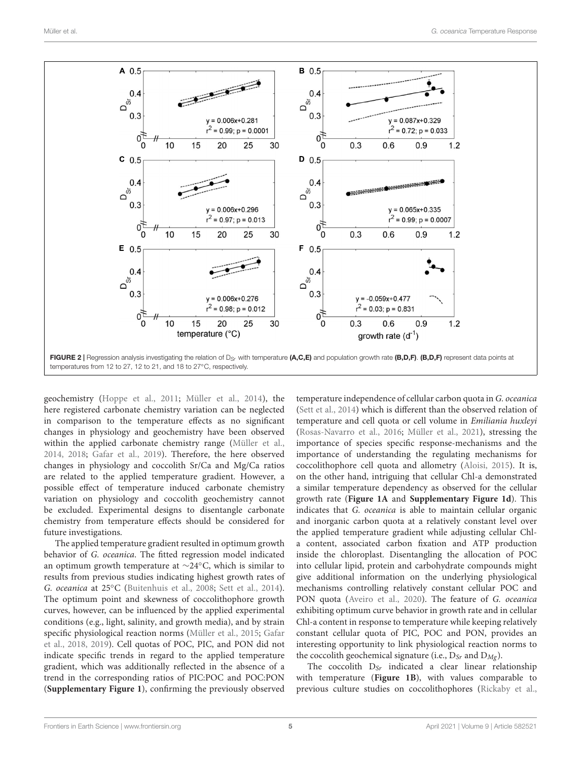FIGURE 2 | Regression analysis investigating the relation of $D_{Sr}$ with temperature **(A,C,E)** and population growth rate **(B,D,F)**. **(B,D,F)** represent data points at temperatures from 12 to 27, 12 to 21, and 18 to 27°C, respectively.

geochemistry (Hoppe et al., 2011; Müller et al., 2014), the here registered carbonate chemistry variation can be neglected in comparison to the temperature effects as no significant changes in physiology and geochemistry have been observed within the applied carbonate chemistry range (Müller et al., 2014, 2018; Gafar et al., 2019). Therefore, the here observed changes in physiology and coccolith Sr/Ca and Mg/Ca ratios are related to the applied temperature gradient. However, a possible effect of temperature induced carbonate chemistry variation on physiology and coccolith geochemistry cannot be excluded. Experimental designs to disentangle carbonate chemistry from temperature effects should be considered for future investigations.

The applied temperature gradient resulted in optimum growth behavior of *G. oceanica*. The fitted regression model indicated an optimum growth temperature at ∼24°C, which is similar to results from previous studies indicating highest growth rates of *G. oceanica* at 25°C (Buitenhuis et al., 2008; Sett et al., 2014). The optimum point and skewness of coccolithophore growth curves, however, can be influenced by the applied experimental conditions (e.g., light, salinity, and growth media), and by strain specific physiological reaction norms (Müller et al., 2015; Gafar et al., 2018, 2019). Cell quotas of POC, PIC, and PON did not indicate specific trends in regard to the applied temperature gradient, which was additionally reflected in the absence of a trend in the corresponding ratios of PIC:POC and POC:PON (**Supplementary Figure 1**), confirming the previously observed temperature independence of cellular carbon quota in *G. oceanica* (Sett et al., 2014) which is different than the observed relation of temperature and cell quota or cell volume in *Emiliania huxleyi* (Rosas-Navarro et al., 2016; Müller et al., 2021), stressing the importance of species specific response-mechanisms and the importance of understanding the regulating mechanisms for coccolithophore cell quota and allometry (Aloisi, 2015). It is, on the other hand, intriguing that cellular Chl-a demonstrated a similar temperature dependency as observed for the cellular growth rate (**Figure 1A** and **Supplementary Figure 1d**). This indicates that *G. oceanica* is able to maintain cellular organic and inorganic carbon quota at a relatively constant level over the applied temperature gradient while adjusting cellular Chl-a content, associated carbon fixation and ATP production inside the chloroplast. Disentangling the allocation of POC into cellular lipid, protein and carbohydrate compounds might give additional information on the underlying physiological mechanisms controlling relatively constant cellular POC and PON quota (Aveiro et al., 2020). The feature of *G. oceanica* exhibiting optimum curve behavior in growth rate and in cellular Chl-a content in response to temperature while keeping relatively constant cellular quota of PIC, POC and PON, provides an interesting opportunity to link physiological reaction norms to the coccolith geochemical signature (i.e., $D_{Sr}$ and $D_{Mg}$).

The coccolith $D_{Sr}$ indicated a clear linear relationship with temperature (**Figure 1B**), with values comparable to previous culture studies on coccolithophores (Rickaby et al.,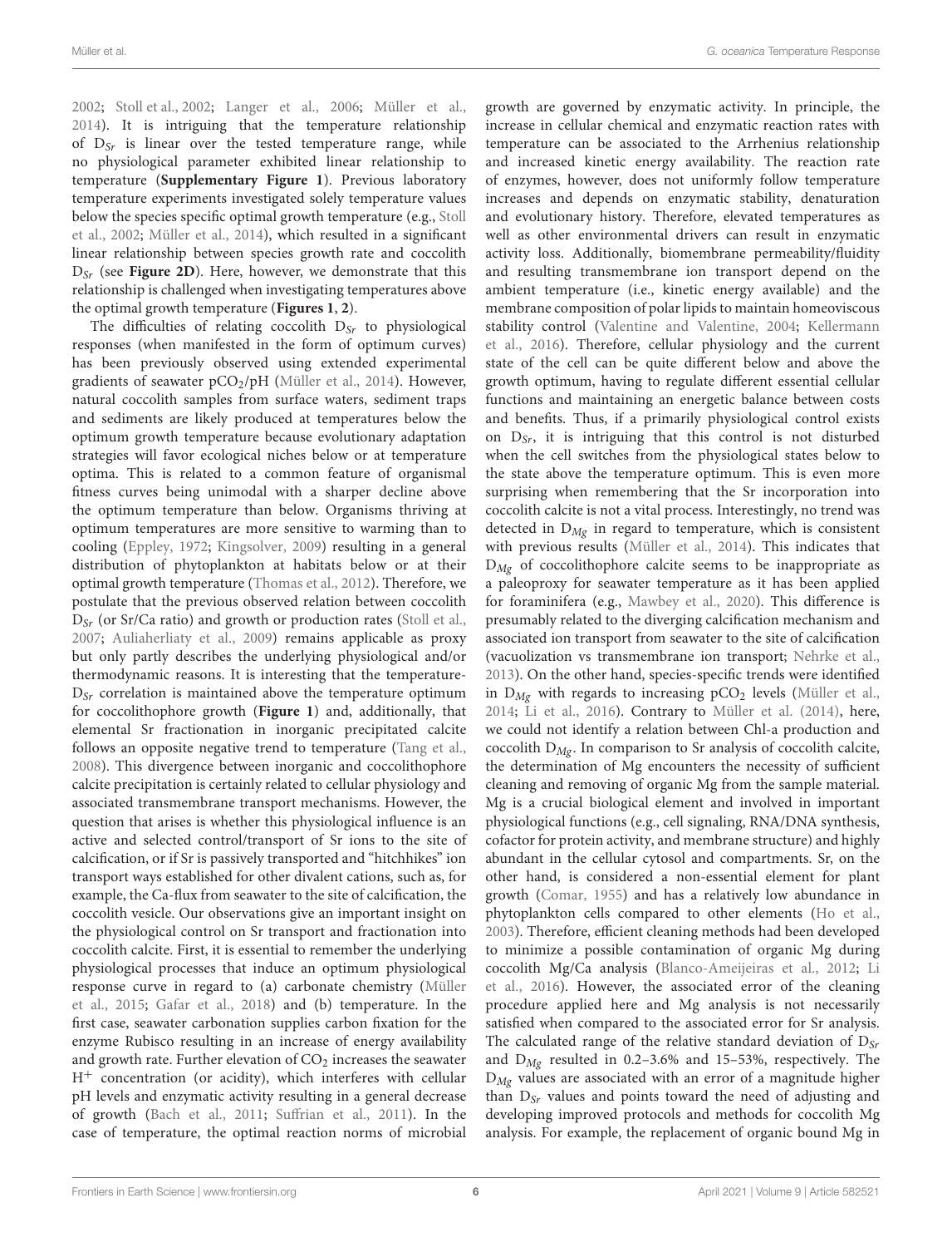2002; Stoll et al., 2002; Langer et al., 2006; Müller et al., 2014). It is intriguing that the temperature relationship of $D_{Sr}$ is linear over the tested temperature range, while no physiological parameter exhibited linear relationship to temperature (**Supplementary Figure 1**). Previous laboratory temperature experiments investigated solely temperature values below the species specific optimal growth temperature (e.g., Stoll et al., 2002; Müller et al., 2014), which resulted in a significant linear relationship between species growth rate and coccolith $D_{Sr}$ (see **Figure 2D**). Here, however, we demonstrate that this relationship is challenged when investigating temperatures above the optimal growth temperature (**Figures 1**, **2**).

The difficulties of relating coccolith $D_{Sr}$ to physiological responses (when manifested in the form of optimum curves) has been previously observed using extended experimental gradients of seawater $pCO_2$/pH (Müller et al., 2014). However, natural coccolith samples from surface waters, sediment traps and sediments are likely produced at temperatures below the optimum growth temperature because evolutionary adaptation strategies will favor ecological niches below or at temperature optima. This is related to a common feature of organismal fitness curves being unimodal with a sharper decline above the optimum temperature than below. Organisms thriving at optimum temperatures are more sensitive to warming than to cooling (Eppley, 1972; Kingsolver, 2009) resulting in a general distribution of phytoplankton at habitats below or at their optimal growth temperature (Thomas et al., 2012). Therefore, we postulate that the previous observed relation between coccolith $D_{Sr}$ (or Sr/Ca ratio) and growth or production rates (Stoll et al., 2007; Auliaherliaty et al., 2009) remains applicable as proxy but only partly describes the underlying physiological and/or thermodynamic reasons. It is interesting that the temperature-$D_{Sr}$ correlation is maintained above the temperature optimum for coccolithophore growth (**Figure 1**) and, additionally, that elemental Sr fractionation in inorganic precipitated calcite follows an opposite negative trend to temperature (Tang et al., 2008). This divergence between inorganic and coccolithophore calcite precipitation is certainly related to cellular physiology and associated transmembrane transport mechanisms. However, the question that arises is whether this physiological influence is an active and selected control/transport of Sr ions to the site of calcification, or if Sr is passively transported and "hitchhikes" ion transport ways established for other divalent cations, such as, for example, the Ca-flux from seawater to the site of calcification, the coccolith vesicle. Our observations give an important insight on the physiological control on Sr transport and fractionation into coccolith calcite. First, it is essential to remember the underlying physiological processes that induce an optimum physiological response curve in regard to (a) carbonate chemistry (Müller et al., 2015; Gafar et al., 2018) and (b) temperature. In the first case, seawater carbonation supplies carbon fixation for the enzyme Rubisco resulting in an increase of energy availability and growth rate. Further elevation of $CO_2$ increases the seawater $H^+$ concentration (or acidity), which interferes with cellular pH levels and enzymatic activity resulting in a general decrease of growth (Bach et al., 2011; Suffrian et al., 2011). In the case of temperature, the optimal reaction norms of microbial growth are governed by enzymatic activity. In principle, the increase in cellular chemical and enzymatic reaction rates with temperature can be associated to the Arrhenius relationship and increased kinetic energy availability. The reaction rate of enzymes, however, does not uniformly follow temperature increases and depends on enzymatic stability, denaturation and evolutionary history. Therefore, elevated temperatures as well as other environmental drivers can result in enzymatic activity loss. Additionally, biomembrane permeability/fluidity and resulting transmembrane ion transport depend on the ambient temperature (i.e., kinetic energy available) and the membrane composition of polar lipids to maintain homeoviscous stability control (Valentine and Valentine, 2004; Kellermann et al., 2016). Therefore, cellular physiology and the current state of the cell can be quite different below and above the growth optimum, having to regulate different essential cellular functions and maintaining an energetic balance between costs and benefits. Thus, if a primarily physiological control exists on $D_{Sr}$, it is intriguing that this control is not disturbed when the cell switches from the physiological states below to the state above the temperature optimum. This is even more surprising when remembering that the Sr incorporation into coccolith calcite is not a vital process. Interestingly, no trend was detected in $D_{Mg}$ in regard to temperature, which is consistent with previous results (Müller et al., 2014). This indicates that $D_{Mg}$ of coccolithophore calcite seems to be inappropriate as a paleoproxy for seawater temperature as it has been applied for foraminifera (e.g., Mawbey et al., 2020). This difference is presumably related to the diverging calcification mechanism and associated ion transport from seawater to the site of calcification (vacuolization vs transmembrane ion transport; Nehrke et al., 2013). On the other hand, species-specific trends were identified in $D_{Mg}$ with regards to increasing $pCO_2$ levels (Müller et al., 2014; Li et al., 2016). Contrary to Müller et al. (2014), here, we could not identify a relation between Chl-a production and coccolith $D_{Mg}$. In comparison to Sr analysis of coccolith calcite, the determination of Mg encounters the necessity of sufficient cleaning and removing of organic Mg from the sample material. Mg is a crucial biological element and involved in important physiological functions (e.g., cell signaling, RNA/DNA synthesis, cofactor for protein activity, and membrane structure) and highly abundant in the cellular cytosol and compartments. Sr, on the other hand, is considered a non-essential element for plant growth (Comar, 1955) and has a relatively low abundance in phytoplankton cells compared to other elements (Ho et al., 2003). Therefore, efficient cleaning methods had been developed to minimize a possible contamination of organic Mg during coccolith Mg/Ca analysis (Blanco-Ameijeiras et al., 2012; Li et al., 2016). However, the associated error of the cleaning procedure applied here and Mg analysis is not necessarily satisfied when compared to the associated error for Sr analysis. The calculated range of the relative standard deviation of $D_{Sr}$ and $D_{Mg}$ resulted in 0.2–3.6% and 15–53%, respectively. The $D_{Mg}$ values are associated with an error of a magnitude higher than $D_{Sr}$ values and points toward the need of adjusting and developing improved protocols and methods for coccolith Mg analysis. For example, the replacement of organic bound Mg in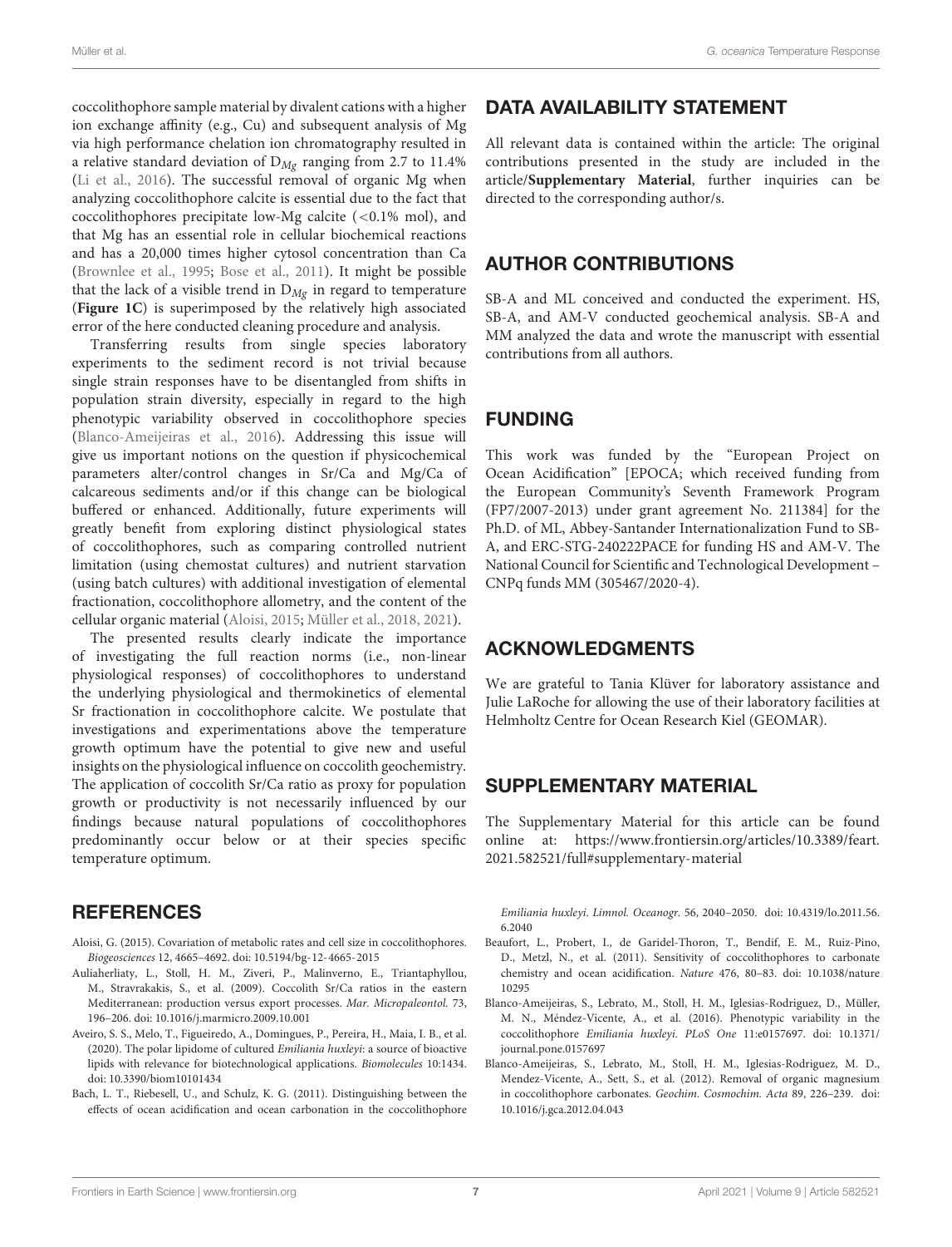coccolithophore sample material by divalent cations with a higher ion exchange affinity (e.g., Cu) and subsequent analysis of Mg via high performance chelation ion chromatography resulted in a relative standard deviation of $D_{Mg}$ ranging from 2.7 to 11.4% (Li et al., 2016). The successful removal of organic Mg when analyzing coccolithophore calcite is essential due to the fact that coccolithophores precipitate low-Mg calcite (<0.1% mol), and that Mg has an essential role in cellular biochemical reactions and has a 20,000 times higher cytosol concentration than Ca (Brownlee et al., 1995; Bose et al., 2011). It might be possible that the lack of a visible trend in $D_{Mg}$ in regard to temperature (**Figure 1C**) is superimposed by the relatively high associated error of the here conducted cleaning procedure and analysis.

Transferring results from single species laboratory experiments to the sediment record is not trivial because single strain responses have to be disentangled from shifts in population strain diversity, especially in regard to the high phenotypic variability observed in coccolithophore species (Blanco-Ameijeiras et al., 2016). Addressing this issue will give us important notions on the question if physicochemical parameters alter/control changes in Sr/Ca and Mg/Ca of calcareous sediments and/or if this change can be biological buffered or enhanced. Additionally, future experiments will greatly benefit from exploring distinct physiological states of coccolithophores, such as comparing controlled nutrient limitation (using chemostat cultures) and nutrient starvation (using batch cultures) with additional investigation of elemental fractionation, coccolithophore allometry, and the content of the cellular organic material (Aloisi, 2015; Müller et al., 2018, 2021).

The presented results clearly indicate the importance of investigating the full reaction norms (i.e., non-linear physiological responses) of coccolithophores to understand the underlying physiological and thermokinetics of elemental Sr fractionation in coccolithophore calcite. We postulate that investigations and experimentations above the temperature growth optimum have the potential to give new and useful insights on the physiological influence on coccolith geochemistry. The application of coccolith Sr/Ca ratio as proxy for population growth or productivity is not necessarily influenced by our findings because natural populations of coccolithophores predominantly occur below or at their species specific temperature optimum.

## DATA AVAILABILITY STATEMENT

All relevant data is contained within the article: The original contributions presented in the study are included in the article/**Supplementary Material**, further inquiries can be directed to the corresponding author/s.

## AUTHOR CONTRIBUTIONS

SB-A and ML conceived and conducted the experiment. HS, SB-A, and AM-V conducted geochemical analysis. SB-A and MM analyzed the data and wrote the manuscript with essential contributions from all authors.

## FUNDING

This work was funded by the "European Project on Ocean Acidification" [EPOCA; which received funding from the European Community's Seventh Framework Program (FP7/2007-2013) under grant agreement No. 211384] for the Ph.D. of ML, Abbey-Santander Internationalization Fund to SB-A, and ERC-STG-240222PACE for funding HS and AM-V. The National Council for Scientific and Technological Development – CNPq funds MM (305467/2020-4).

## ACKNOWLEDGMENTS

We are grateful to Tania Klüver for laboratory assistance and Julie LaRoche for allowing the use of their laboratory facilities at Helmholtz Centre for Ocean Research Kiel (GEOMAR).

## SUPPLEMENTARY MATERIAL

The Supplementary Material for this article can be found online at: https://www.frontiersin.org/articles/10.3389/feart.2021.582521/full#supplementary-material

## REFERENCES

Aloisi, G. (2015). Covariation of metabolic rates and cell size in coccolithophores. *Biogeosciences* 12, 4665–4692. doi: 10.5194/bg-12-4665-2015

Auliaherliaty, L., Stoll, H. M., Ziveri, P., Malinverno, E., Triantaphyllou, M., Stravrakakis, S., et al. (2009). Coccolith Sr/Ca ratios in the eastern Mediterranean: production versus export processes. *Mar. Micropaleontol.* 73, 196–206. doi: 10.1016/j.marmicro.2009.10.001

Aveiro, S. S., Melo, T., Figueiredo, A., Domingues, P., Pereira, H., Maia, I. B., et al. (2020). The polar lipidome of cultured *Emiliania huxleyi*: a source of bioactive lipids with relevance for biotechnological applications. *Biomolecules* 10:1434. doi: 10.3390/biom10101434

Bach, L. T., Riebesell, U., and Schulz, K. G. (2011). Distinguishing between the effects of ocean acidification and ocean carbonation in the coccolithophore *Emiliania huxleyi*. *Limnol. Oceanogr.* 56, 2040–2050. doi: 10.4319/lo.2011.56.6.2040

Beaufort, L., Probert, I., de Garidel-Thoron, T., Bendif, E. M., Ruiz-Pino, D., Metzl, N., et al. (2011). Sensitivity of coccolithophores to carbonate chemistry and ocean acidification. *Nature* 476, 80–83. doi: 10.1038/nature10295

Blanco-Ameijeiras, S., Lebrato, M., Stoll, H. M., Iglesias-Rodriguez, D., Müller, M. N., Méndez-Vicente, A., et al. (2016). Phenotypic variability in the coccolithophore *Emiliania huxleyi*. *PLoS One* 11:e0157697. doi: 10.1371/journal.pone.0157697

Blanco-Ameijeiras, S., Lebrato, M., Stoll, H. M., Iglesias-Rodriguez, M. D., Mendez-Vicente, A., Sett, S., et al. (2012). Removal of organic magnesium in coccolithophore carbonates. *Geochim. Cosmochim. Acta* 89, 226–239. doi: 10.1016/j.gca.2012.04.043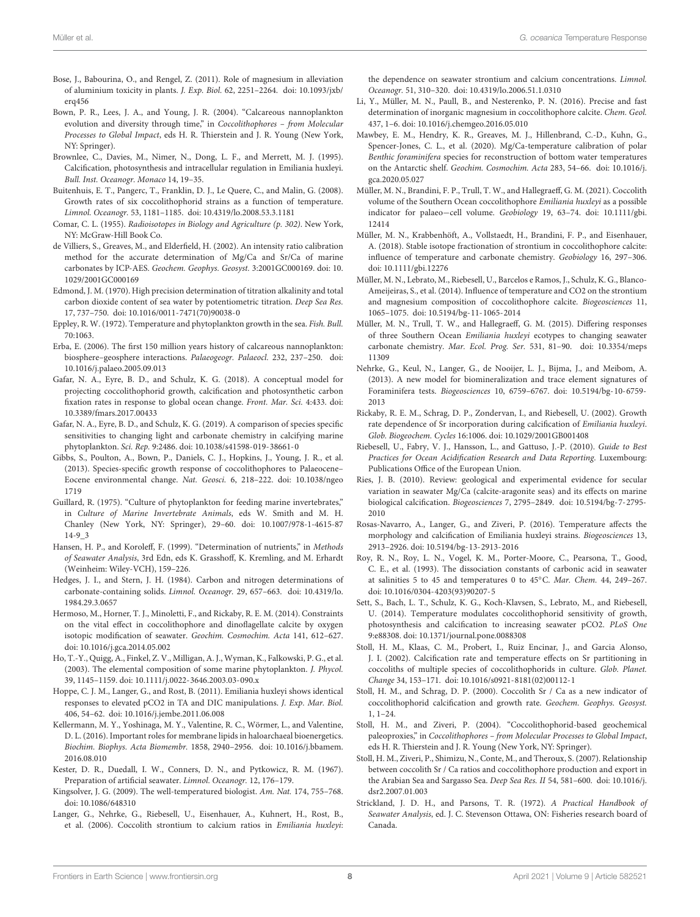Bose, J., Babourina, O., and Rengel, Z. (2011). Role of magnesium in alleviation of aluminium toxicity in plants. *J. Exp. Biol.* 62, 2251–2264. doi: 10.1093/jxb/erq456

Bown, P. R., Lees, J. A., and Young, J. R. (2004). "Calcareous nannoplankton evolution and diversity through time," in *Coccolithophores – from Molecular Processes to Global Impact*, eds H. R. Thierstein and J. R. Young (New York, NY: Springer).

Brownlee, C., Davies, M., Nimer, N., Dong, L. F., and Merrett, M. J. (1995). Calcification, photosynthesis and intracellular regulation in Emiliania huxleyi. *Bull. Inst. Oceanogr. Monaco* 14, 19–35.

Buitenhuis, E. T., Pangerc, T., Franklin, D. J., Le Quere, C., and Malin, G. (2008). Growth rates of six coccolithophorid strains as a function of temperature. *Limnol. Oceanogr.* 53, 1181–1185. doi: 10.4319/lo.2008.53.3.1181

Comar, C. L. (1955). *Radioisotopes in Biology and Agriculture (p. 302)*. New York, NY: McGraw-Hill Book Co.

de Villiers, S., Greaves, M., and Elderfield, H. (2002). An intensity ratio calibration method for the accurate determination of Mg/Ca and Sr/Ca of marine carbonates by ICP-AES. *Geochem. Geophys. Geosyst.* 3:2001GC000169. doi: 10.1029/2001GC000169

Edmond, J. M. (1970). High precision determination of titration alkalinity and total carbon dioxide content of sea water by potentiometric titration. *Deep Sea Res.* 17, 737–750. doi: 10.1016/0011-7471(70)90038-0

Eppley, R. W. (1972). Temperature and phytoplankton growth in the sea. *Fish. Bull.* 70:1063.

Erba, E. (2006). The first 150 million years history of calcareous nannoplankton: biosphere–geosphere interactions. *Palaeogeogr. Palaeocl.* 232, 237–250. doi: 10.1016/j.palaeo.2005.09.013

Gafar, N. A., Eyre, B. D., and Schulz, K. G. (2018). A conceptual model for projecting coccolithophorid growth, calcification and photosynthetic carbon fixation rates in response to global ocean change. *Front. Mar. Sci.* 4:433. doi: 10.3389/fmars.2017.00433

Gafar, N. A., Eyre, B. D., and Schulz, K. G. (2019). A comparison of species specific sensitivities to changing light and carbonate chemistry in calcifying marine phytoplankton. *Sci. Rep.* 9:2486. doi: 10.1038/s41598-019-38661-0

Gibbs, S., Poulton, A., Bown, P., Daniels, C. J., Hopkins, J., Young, J. R., et al. (2013). Species-specific growth response of coccolithophores to Palaeocene–Eocene environmental change. *Nat. Geosci.* 6, 218–222. doi: 10.1038/ngeo1719

Guillard, R. (1975). "Culture of phytoplankton for feeding marine invertebrates," in *Culture of Marine Invertebrate Animals*, eds W. Smith and M. H. Chanley (New York, NY: Springer), 29–60. doi: 10.1007/978-1-4615-8714-9_3

Hansen, H. P., and Koroleff, F. (1999). "Determination of nutrients," in *Methods of Seawater Analysis*, 3rd Edn, eds K. Grasshoff, K. Kremling, and M. Erhardt (Weinheim: Wiley-VCH), 159–226.

Hedges, J. I., and Stern, J. H. (1984). Carbon and nitrogen determinations of carbonate-containing solids. *Limnol. Oceanogr.* 29, 657–663. doi: 10.4319/lo.1984.29.3.0657

Hermoso, M., Horner, T. J., Minoletti, F., and Rickaby, R. E. M. (2014). Constraints on the vital effect in coccolithophore and dinoflagellate calcite by oxygen isotopic modification of seawater. *Geochim. Cosmochim. Acta* 141, 612–627. doi: 10.1016/j.gca.2014.05.002

Ho, T.-Y., Quigg, A., Finkel, Z. V., Milligan, A. J., Wyman, K., Falkowski, P. G., et al. (2003). The elemental composition of some marine phytoplankton. *J. Phycol.* 39, 1145–1159. doi: 10.1111/j.0022-3646.2003.03-090.x

Hoppe, C. J. M., Langer, G., and Rost, B. (2011). Emiliania huxleyi shows identical responses to elevated pCO2 in TA and DIC manipulations. *J. Exp. Mar. Biol.* 406, 54–62. doi: 10.1016/j.jembe.2011.06.008

Kellermann, M. Y., Yoshinaga, M. Y., Valentine, R. C., Wörmer, L., and Valentine, D. L. (2016). Important roles for membrane lipids in haloarchaeal bioenergetics. *Biochim. Biophys. Acta Biomembr.* 1858, 2940–2956. doi: 10.1016/j.bbamem.2016.08.010

Kester, D. R., Duedall, I. W., Conners, D. N., and Pytkowicz, R. M. (1967). Preparation of artificial seawater. *Limnol. Oceanogr.* 12, 176–179.

Kingsolver, J. G. (2009). The well-temperatured biologist. *Am. Nat.* 174, 755–768. doi: 10.1086/648310

Langer, G., Nehrke, G., Riebesell, U., Eisenhauer, A., Kuhnert, H., Rost, B., et al. (2006). Coccolith strontium to calcium ratios in *Emiliania huxleyi*: the dependence on seawater strontium and calcium concentrations. *Limnol. Oceanogr.* 51, 310–320. doi: 10.4319/lo.2006.51.1.0310

Li, Y., Müller, M. N., Paull, B., and Nesterenko, P. N. (2016). Precise and fast determination of inorganic magnesium in coccolithophore calcite. *Chem. Geol.* 437, 1–6. doi: 10.1016/j.chemgeo.2016.05.010

Mawbey, E. M., Hendry, K. R., Greaves, M. J., Hillenbrand, C.-D., Kuhn, G., Spencer-Jones, C. L., et al. (2020). Mg/Ca-temperature calibration of polar *Benthic foraminifera* species for reconstruction of bottom water temperatures on the Antarctic shelf. *Geochim. Cosmochim. Acta* 283, 54–66. doi: 10.1016/j.gca.2020.05.027

Müller, M. N., Brandini, F. P., Trull, T. W., and Hallegraeff, G. M. (2021). Coccolith volume of the Southern Ocean coccolithophore *Emiliania huxleyi* as a possible indicator for palaeo−cell volume. *Geobiology* 19, 63–74. doi: 10.1111/gbi.12414

Müller, M. N., Krabbenhöft, A., Vollstaedt, H., Brandini, F. P., and Eisenhauer, A. (2018). Stable isotope fractionation of strontium in coccolithophore calcite: influence of temperature and carbonate chemistry. *Geobiology* 16, 297–306. doi: 10.1111/gbi.12276

Müller, M. N., Lebrato, M., Riebesell, U., Barcelos e Ramos, J., Schulz, K. G., Blanco-Ameijeiras, S., et al. (2014). Influence of temperature and CO2 on the strontium and magnesium composition of coccolithophore calcite. *Biogeosciences* 11, 1065–1075. doi: 10.5194/bg-11-1065-2014

Müller, M. N., Trull, T. W., and Hallegraeff, G. M. (2015). Differing responses of three Southern Ocean *Emiliania huxleyi* ecotypes to changing seawater carbonate chemistry. *Mar. Ecol. Prog. Ser.* 531, 81–90. doi: 10.3354/meps11309

Nehrke, G., Keul, N., Langer, G., de Nooijer, L. J., Bijma, J., and Meibom, A. (2013). A new model for biomineralization and trace element signatures of Foraminifera tests. *Biogeosciences* 10, 6759–6767. doi: 10.5194/bg-10-6759-2013

Rickaby, R. E. M., Schrag, D. P., Zondervan, I., and Riebesell, U. (2002). Growth rate dependence of Sr incorporation during calcification of *Emiliania huxleyi*. *Glob. Biogeochem. Cycles* 16:1006. doi: 10.1029/2001GB001408

Riebesell, U., Fabry, V. J., Hansson, L., and Gattuso, J.-P. (2010). *Guide to Best Practices for Ocean Acidification Research and Data Reporting*. Luxembourg: Publications Office of the European Union.

Ries, J. B. (2010). Review: geological and experimental evidence for secular variation in seawater Mg/Ca (calcite-aragonite seas) and its effects on marine biological calcification. *Biogeosciences* 7, 2795–2849. doi: 10.5194/bg-7-2795-2010

Rosas-Navarro, A., Langer, G., and Ziveri, P. (2016). Temperature affects the morphology and calcification of Emiliania huxleyi strains. *Biogeosciences* 13, 2913–2926. doi: 10.5194/bg-13-2913-2016

Roy, R. N., Roy, L. N., Vogel, K. M., Porter-Moore, C., Pearsona, T., Good, C. E., et al. (1993). The dissociation constants of carbonic acid in seawater at salinities 5 to 45 and temperatures 0 to 45°C. *Mar. Chem.* 44, 249–267. doi: 10.1016/0304-4203(93)90207-5

Sett, S., Bach, L. T., Schulz, K. G., Koch-Klavsen, S., Lebrato, M., and Riebesell, U. (2014). Temperature modulates coccolithophorid sensitivity of growth, photosynthesis and calcification to increasing seawater pCO2. *PLoS One* 9:e88308. doi: 10.1371/journal.pone.0088308

Stoll, H. M., Klaas, C. M., Probert, I., Ruiz Encinar, J., and Garcia Alonso, J. I. (2002). Calcification rate and temperature effects on Sr partitioning in coccoliths of multiple species of coccolithophorids in culture. *Glob. Planet. Change* 34, 153–171. doi: 10.1016/s0921-8181(02)00112-1

Stoll, H. M., and Schrag, D. P. (2000). Coccolith Sr / Ca as a new indicator of coccolithophorid calcification and growth rate. *Geochem. Geophys. Geosyst.* 1, 1–24.

Stoll, H. M., and Ziveri, P. (2004). "Coccolithophorid-based geochemical paleoproxies," in *Coccolithophores – from Molecular Processes to Global Impact*, eds H. R. Thierstein and J. R. Young (New York, NY: Springer).

Stoll, H. M., Ziveri, P., Shimizu, N., Conte, M., and Theroux, S. (2007). Relationship between coccolith Sr / Ca ratios and coccolithophore production and export in the Arabian Sea and Sargasso Sea. *Deep Sea Res. II* 54, 581–600. doi: 10.1016/j.dsr2.2007.01.003

Strickland, J. D. H., and Parsons, T. R. (1972). *A Practical Handbook of Seawater Analysis*, ed. J. C. Stevenson Ottawa, ON: Fisheries research board of Canada.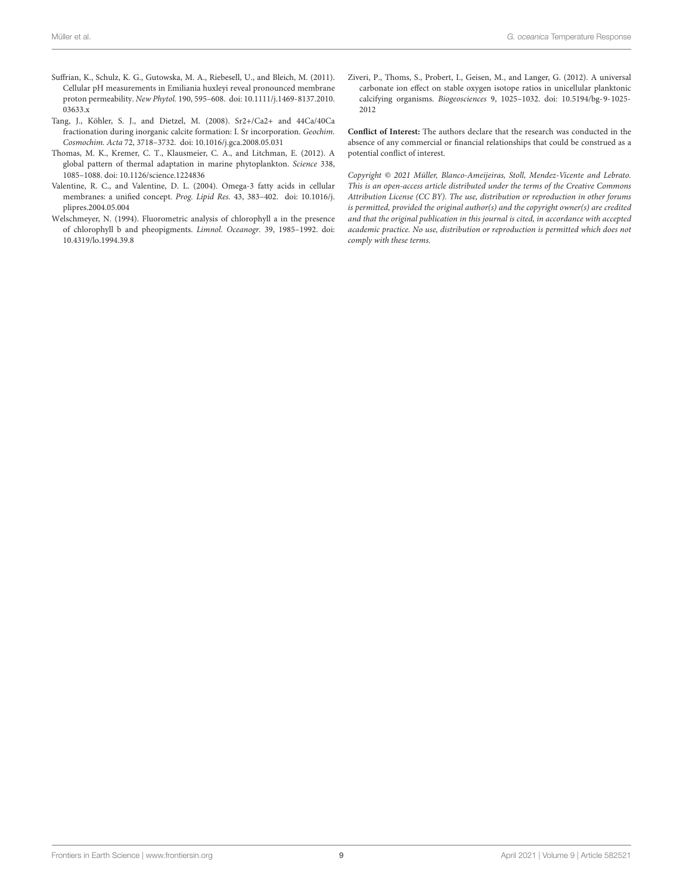Suffrian, K., Schulz, K. G., Gutowska, M. A., Riebesell, U., and Bleich, M. (2011). Cellular pH measurements in Emiliania huxleyi reveal pronounced membrane proton permeability. *New Phytol.* 190, 595–608. doi: 10.1111/j.1469-8137.2010.03633.x

Tang, J., Köhler, S. J., and Dietzel, M. (2008). Sr2+/Ca2+ and 44Ca/40Ca fractionation during inorganic calcite formation: I. Sr incorporation. *Geochim. Cosmochim. Acta* 72, 3718–3732. doi: 10.1016/j.gca.2008.05.031

Thomas, M. K., Kremer, C. T., Klausmeier, C. A., and Litchman, E. (2012). A global pattern of thermal adaptation in marine phytoplankton. *Science* 338, 1085–1088. doi: 10.1126/science.1224836

Valentine, R. C., and Valentine, D. L. (2004). Omega-3 fatty acids in cellular membranes: a unified concept. *Prog. Lipid Res.* 43, 383–402. doi: 10.1016/j.plipres.2004.05.004

Welschmeyer, N. (1994). Fluorometric analysis of chlorophyll a in the presence of chlorophyll b and pheopigments. *Limnol. Oceanogr.* 39, 1985–1992. doi: 10.4319/lo.1994.39.8

Ziveri, P., Thoms, S., Probert, I., Geisen, M., and Langer, G. (2012). A universal carbonate ion effect on stable oxygen isotope ratios in unicellular planktonic calcifying organisms. *Biogeosciences* 9, 1025–1032. doi: 10.5194/bg-9-1025-2012

**Conflict of Interest:** The authors declare that the research was conducted in the absence of any commercial or financial relationships that could be construed as a potential conflict of interest.

*Copyright © 2021 Müller, Blanco-Ameijeiras, Stoll, Mendez-Vicente and Lebrato. This is an open-access article distributed under the terms of the Creative Commons Attribution License (CC BY). The use, distribution or reproduction in other forums is permitted, provided the original author(s) and the copyright owner(s) are credited and that the original publication in this journal is cited, in accordance with accepted academic practice. No use, distribution or reproduction is permitted which does not comply with these terms.*